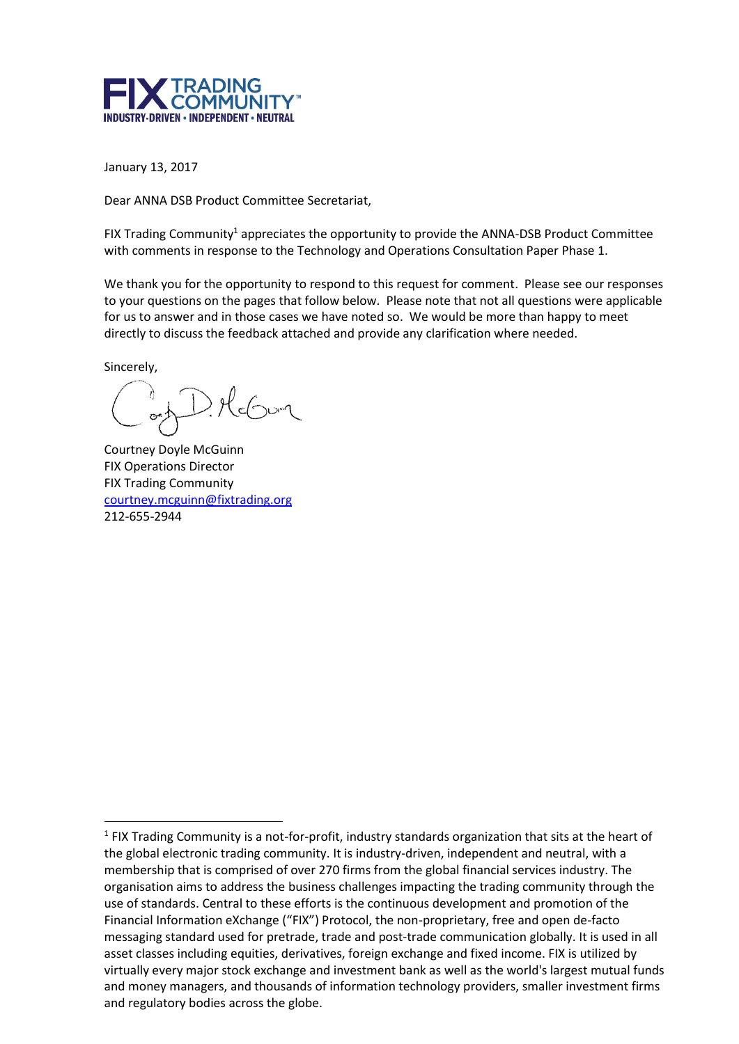FIX TRADING COMMUNITY™
INDUSTRY-DRIVEN • INDEPENDENT • NEUTRAL

January 13, 2017

Dear ANNA DSB Product Committee Secretariat,

FIX Trading Community[1] appreciates the opportunity to provide the ANNA-DSB Product Committee with comments in response to the Technology and Operations Consultation Paper Phase 1.

We thank you for the opportunity to respond to this request for comment. Please see our responses to your questions on the pages that follow below. Please note that not all questions were applicable for us to answer and in those cases we have noted so. We would be more than happy to meet directly to discuss the feedback attached and provide any clarification where needed.

Sincerely,

Courtney Doyle McGuinn
FIX Operations Director
FIX Trading Community
courtney.mcguinn@fixtrading.org
212-655-2944

---

[1] FIX Trading Community is a not-for-profit, industry standards organization that sits at the heart of the global electronic trading community. It is industry-driven, independent and neutral, with a membership that is comprised of over 270 firms from the global financial services industry. The organisation aims to address the business challenges impacting the trading community through the use of standards. Central to these efforts is the continuous development and promotion of the Financial Information eXchange ("FIX") Protocol, the non-proprietary, free and open de-facto messaging standard used for pretrade, trade and post-trade communication globally. It is used in all asset classes including equities, derivatives, foreign exchange and fixed income. FIX is utilized by virtually every major stock exchange and investment bank as well as the world's largest mutual funds and money managers, and thousands of information technology providers, smaller investment firms and regulatory bodies across the globe.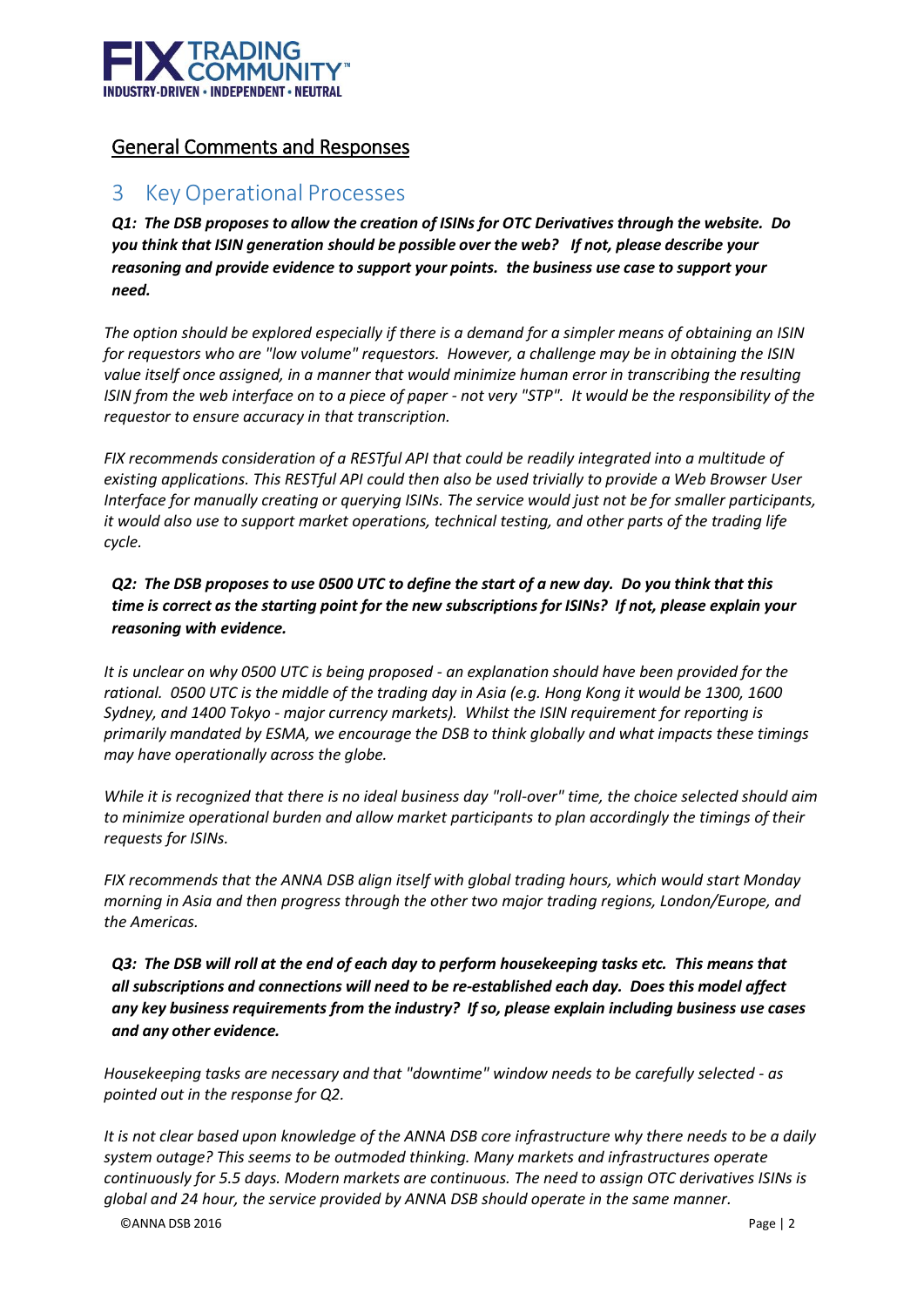## General Comments and Responses

## 3 Key Operational Processes

***Q1: The DSB proposes to allow the creation of ISINs for OTC Derivatives through the website. Do you think that ISIN generation should be possible over the web? If not, please describe your reasoning and provide evidence to support your points. the business use case to support your need.***

*The option should be explored especially if there is a demand for a simpler means of obtaining an ISIN for requestors who are "low volume" requestors. However, a challenge may be in obtaining the ISIN value itself once assigned, in a manner that would minimize human error in transcribing the resulting ISIN from the web interface on to a piece of paper - not very "STP". It would be the responsibility of the requestor to ensure accuracy in that transcription.*

*FIX recommends consideration of a RESTful API that could be readily integrated into a multitude of existing applications. This RESTful API could then also be used trivially to provide a Web Browser User Interface for manually creating or querying ISINs. The service would just not be for smaller participants, it would also use to support market operations, technical testing, and other parts of the trading life cycle.*

***Q2: The DSB proposes to use 0500 UTC to define the start of a new day. Do you think that this time is correct as the starting point for the new subscriptions for ISINs? If not, please explain your reasoning with evidence.***

*It is unclear on why 0500 UTC is being proposed - an explanation should have been provided for the rational. 0500 UTC is the middle of the trading day in Asia (e.g. Hong Kong it would be 1300, 1600 Sydney, and 1400 Tokyo - major currency markets). Whilst the ISIN requirement for reporting is primarily mandated by ESMA, we encourage the DSB to think globally and what impacts these timings may have operationally across the globe.*

*While it is recognized that there is no ideal business day "roll-over" time, the choice selected should aim to minimize operational burden and allow market participants to plan accordingly the timings of their requests for ISINs.*

*FIX recommends that the ANNA DSB align itself with global trading hours, which would start Monday morning in Asia and then progress through the other two major trading regions, London/Europe, and the Americas.*

***Q3: The DSB will roll at the end of each day to perform housekeeping tasks etc. This means that all subscriptions and connections will need to be re-established each day. Does this model affect any key business requirements from the industry? If so, please explain including business use cases and any other evidence.***

*Housekeeping tasks are necessary and that "downtime" window needs to be carefully selected - as pointed out in the response for Q2.*

*It is not clear based upon knowledge of the ANNA DSB core infrastructure why there needs to be a daily system outage? This seems to be outmoded thinking. Many markets and infrastructures operate continuously for 5.5 days. Modern markets are continuous. The need to assign OTC derivatives ISINs is global and 24 hour, the service provided by ANNA DSB should operate in the same manner.*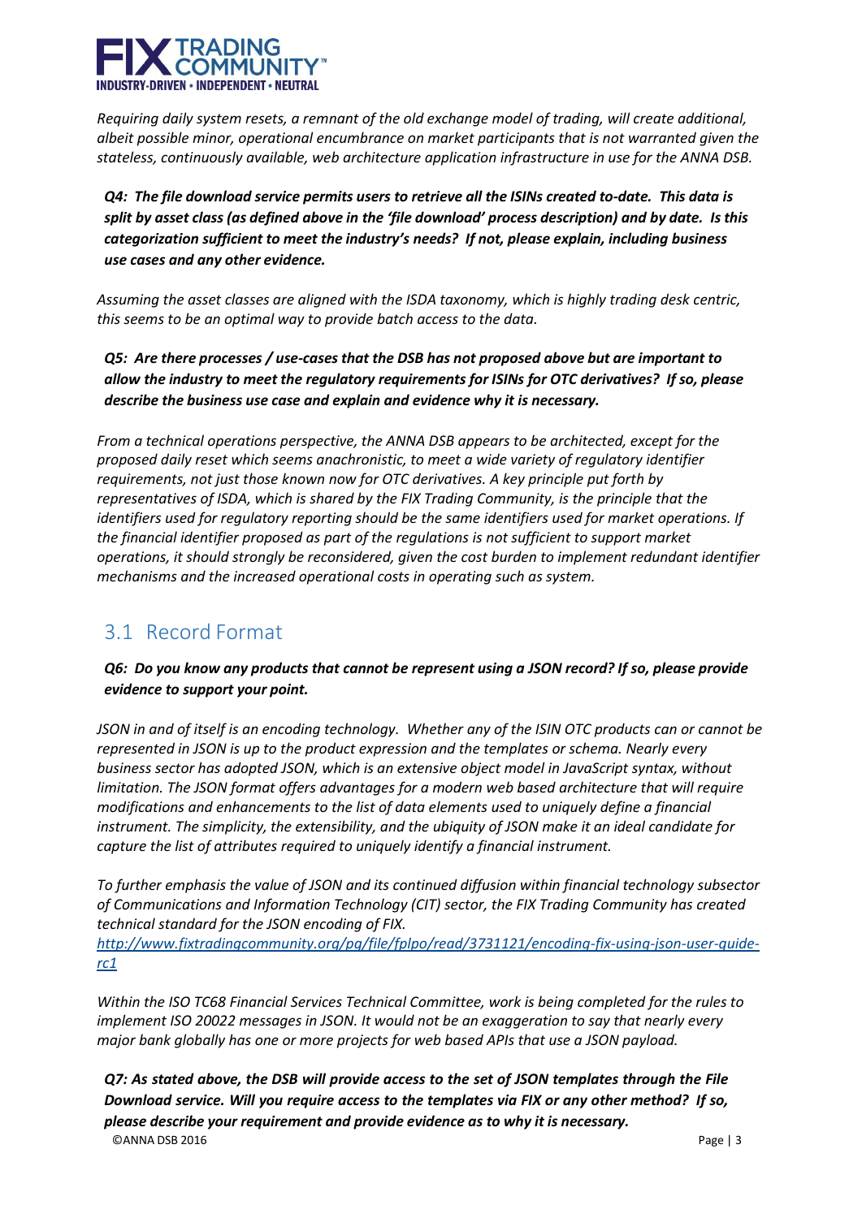*Requiring daily system resets, a remnant of the old exchange model of trading, will create additional, albeit possible minor, operational encumbrance on market participants that is not warranted given the stateless, continuously available, web architecture application infrastructure in use for the ANNA DSB.*

***Q4: The file download service permits users to retrieve all the ISINs created to-date. This data is split by asset class (as defined above in the 'file download' process description) and by date. Is this categorization sufficient to meet the industry's needs? If not, please explain, including business use cases and any other evidence.***

*Assuming the asset classes are aligned with the ISDA taxonomy, which is highly trading desk centric, this seems to be an optimal way to provide batch access to the data.*

***Q5: Are there processes / use-cases that the DSB has not proposed above but are important to allow the industry to meet the regulatory requirements for ISINs for OTC derivatives? If so, please describe the business use case and explain and evidence why it is necessary.***

*From a technical operations perspective, the ANNA DSB appears to be architected, except for the proposed daily reset which seems anachronistic, to meet a wide variety of regulatory identifier requirements, not just those known now for OTC derivatives. A key principle put forth by representatives of ISDA, which is shared by the FIX Trading Community, is the principle that the identifiers used for regulatory reporting should be the same identifiers used for market operations. If the financial identifier proposed as part of the regulations is not sufficient to support market operations, it should strongly be reconsidered, given the cost burden to implement redundant identifier mechanisms and the increased operational costs in operating such as system.*

## 3.1 Record Format

***Q6: Do you know any products that cannot be represent using a JSON record? If so, please provide evidence to support your point.***

*JSON in and of itself is an encoding technology. Whether any of the ISIN OTC products can or cannot be represented in JSON is up to the product expression and the templates or schema. Nearly every business sector has adopted JSON, which is an extensive object model in JavaScript syntax, without limitation. The JSON format offers advantages for a modern web based architecture that will require modifications and enhancements to the list of data elements used to uniquely define a financial instrument. The simplicity, the extensibility, and the ubiquity of JSON make it an ideal candidate for capture the list of attributes required to uniquely identify a financial instrument.*

*To further emphasis the value of JSON and its continued diffusion within financial technology subsector of Communications and Information Technology (CIT) sector, the FIX Trading Community has created technical standard for the JSON encoding of FIX.*
*[http://www.fixtradingcommunity.org/pg/file/fplpo/read/3731121/encoding-fix-using-json-user-guide-rc1](http://www.fixtradingcommunity.org/pg/file/fplpo/read/3731121/encoding-fix-using-json-user-guide-rc1)*

*Within the ISO TC68 Financial Services Technical Committee, work is being completed for the rules to implement ISO 20022 messages in JSON. It would not be an exaggeration to say that nearly every major bank globally has one or more projects for web based APIs that use a JSON payload.*

***Q7: As stated above, the DSB will provide access to the set of JSON templates through the File Download service. Will you require access to the templates via FIX or any other method? If so, please describe your requirement and provide evidence as to why it is necessary.***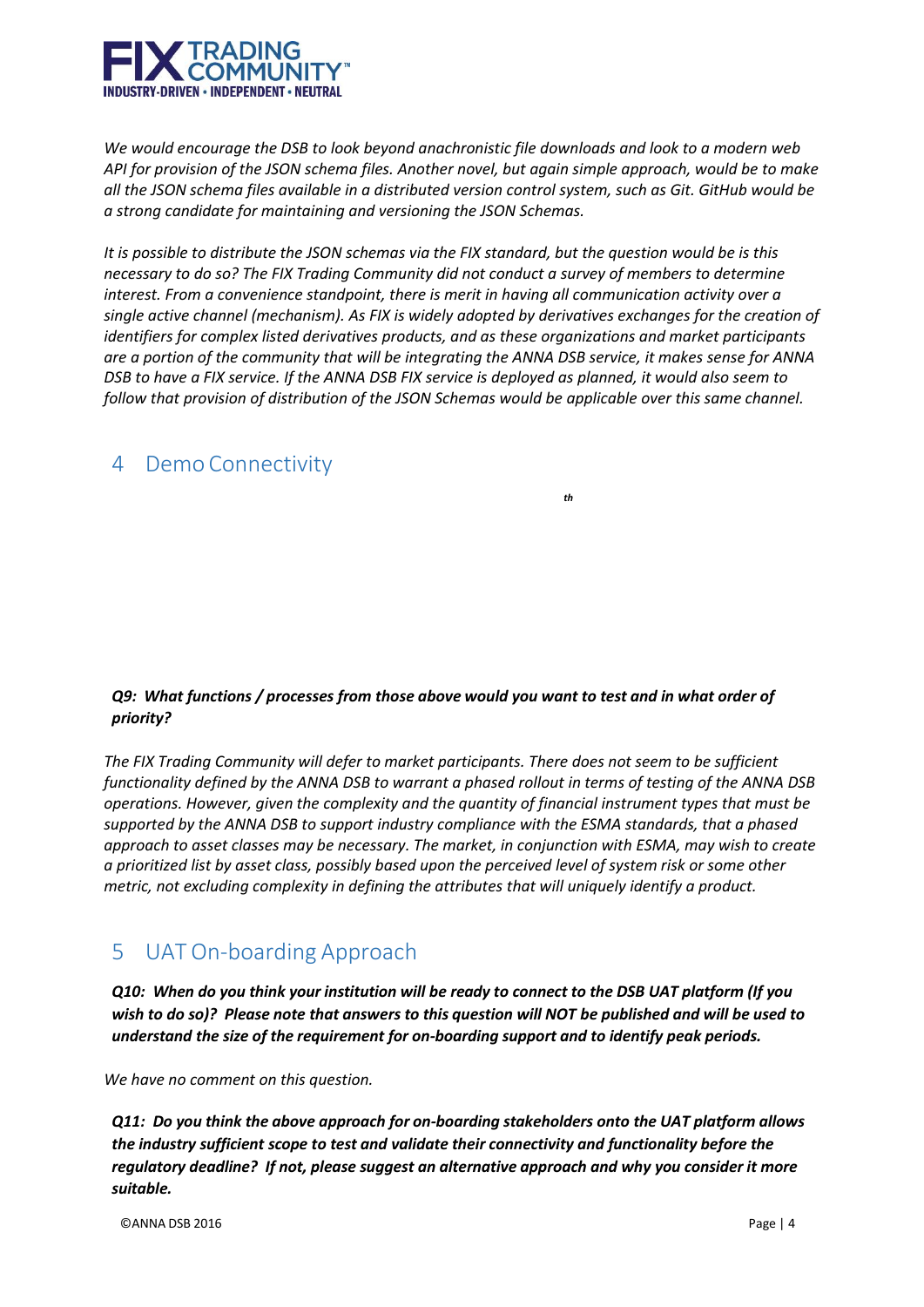*We would encourage the DSB to look beyond anachronistic file downloads and look to a modern web API for provision of the JSON schema files. Another novel, but again simple approach, would be to make all the JSON schema files available in a distributed version control system, such as Git. GitHub would be a strong candidate for maintaining and versioning the JSON Schemas.*

*It is possible to distribute the JSON schemas via the FIX standard, but the question would be is this necessary to do so? The FIX Trading Community did not conduct a survey of members to determine interest. From a convenience standpoint, there is merit in having all communication activity over a single active channel (mechanism). As FIX is widely adopted by derivatives exchanges for the creation of identifiers for complex listed derivatives products, and as these organizations and market participants are a portion of the community that will be integrating the ANNA DSB service, it makes sense for ANNA DSB to have a FIX service. If the ANNA DSB FIX service is deployed as planned, it would also seem to follow that provision of distribution of the JSON Schemas would be applicable over this same channel.*

## 4 Demo Connectivity

***th***

***Q9: What functions / processes from those above would you want to test and in what order of priority?***

*The FIX Trading Community will defer to market participants. There does not seem to be sufficient functionality defined by the ANNA DSB to warrant a phased rollout in terms of testing of the ANNA DSB operations. However, given the complexity and the quantity of financial instrument types that must be supported by the ANNA DSB to support industry compliance with the ESMA standards, that a phased approach to asset classes may be necessary. The market, in conjunction with ESMA, may wish to create a prioritized list by asset class, possibly based upon the perceived level of system risk or some other metric, not excluding complexity in defining the attributes that will uniquely identify a product.*

## 5 UAT On-boarding Approach

***Q10: When do you think your institution will be ready to connect to the DSB UAT platform (If you wish to do so)? Please note that answers to this question will NOT be published and will be used to understand the size of the requirement for on-boarding support and to identify peak periods.***

*We have no comment on this question.*

***Q11: Do you think the above approach for on-boarding stakeholders onto the UAT platform allows the industry sufficient scope to test and validate their connectivity and functionality before the regulatory deadline? If not, please suggest an alternative approach and why you consider it more suitable.***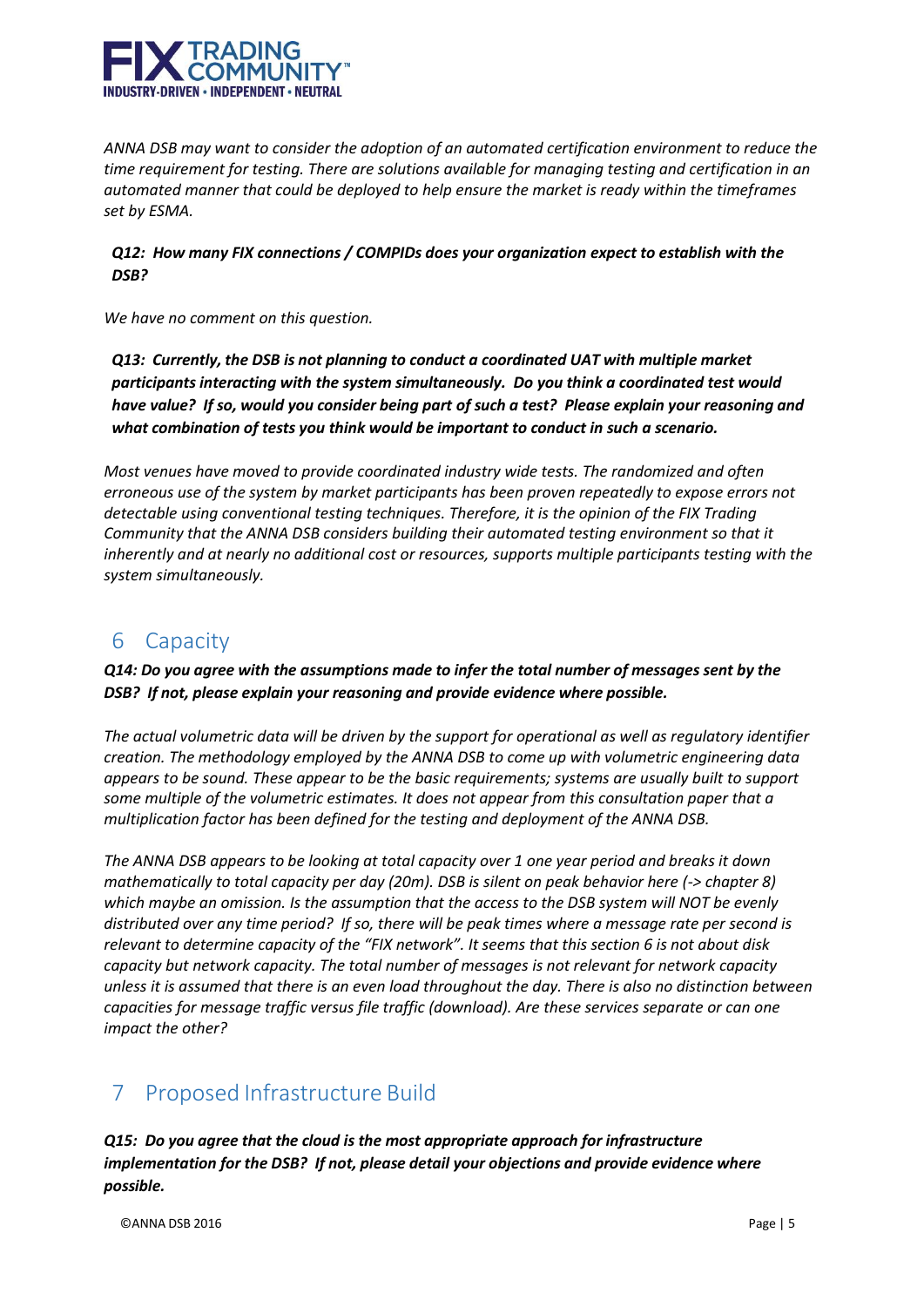*ANNA DSB may want to consider the adoption of an automated certification environment to reduce the time requirement for testing. There are solutions available for managing testing and certification in an automated manner that could be deployed to help ensure the market is ready within the timeframes set by ESMA.*

***Q12: How many FIX connections / COMPIDs does your organization expect to establish with the DSB?***

*We have no comment on this question.*

***Q13: Currently, the DSB is not planning to conduct a coordinated UAT with multiple market participants interacting with the system simultaneously. Do you think a coordinated test would have value? If so, would you consider being part of such a test? Please explain your reasoning and what combination of tests you think would be important to conduct in such a scenario.***

*Most venues have moved to provide coordinated industry wide tests. The randomized and often erroneous use of the system by market participants has been proven repeatedly to expose errors not detectable using conventional testing techniques. Therefore, it is the opinion of the FIX Trading Community that the ANNA DSB considers building their automated testing environment so that it inherently and at nearly no additional cost or resources, supports multiple participants testing with the system simultaneously.*

## 6 Capacity

***Q14: Do you agree with the assumptions made to infer the total number of messages sent by the DSB? If not, please explain your reasoning and provide evidence where possible.***

*The actual volumetric data will be driven by the support for operational as well as regulatory identifier creation. The methodology employed by the ANNA DSB to come up with volumetric engineering data appears to be sound. These appear to be the basic requirements; systems are usually built to support some multiple of the volumetric estimates. It does not appear from this consultation paper that a multiplication factor has been defined for the testing and deployment of the ANNA DSB.*

*The ANNA DSB appears to be looking at total capacity over 1 one year period and breaks it down mathematically to total capacity per day (20m). DSB is silent on peak behavior here (-> chapter 8) which maybe an omission. Is the assumption that the access to the DSB system will NOT be evenly distributed over any time period? If so, there will be peak times where a message rate per second is relevant to determine capacity of the "FIX network". It seems that this section 6 is not about disk capacity but network capacity. The total number of messages is not relevant for network capacity unless it is assumed that there is an even load throughout the day. There is also no distinction between capacities for message traffic versus file traffic (download). Are these services separate or can one impact the other?*

## 7 Proposed Infrastructure Build

***Q15: Do you agree that the cloud is the most appropriate approach for infrastructure implementation for the DSB? If not, please detail your objections and provide evidence where possible.***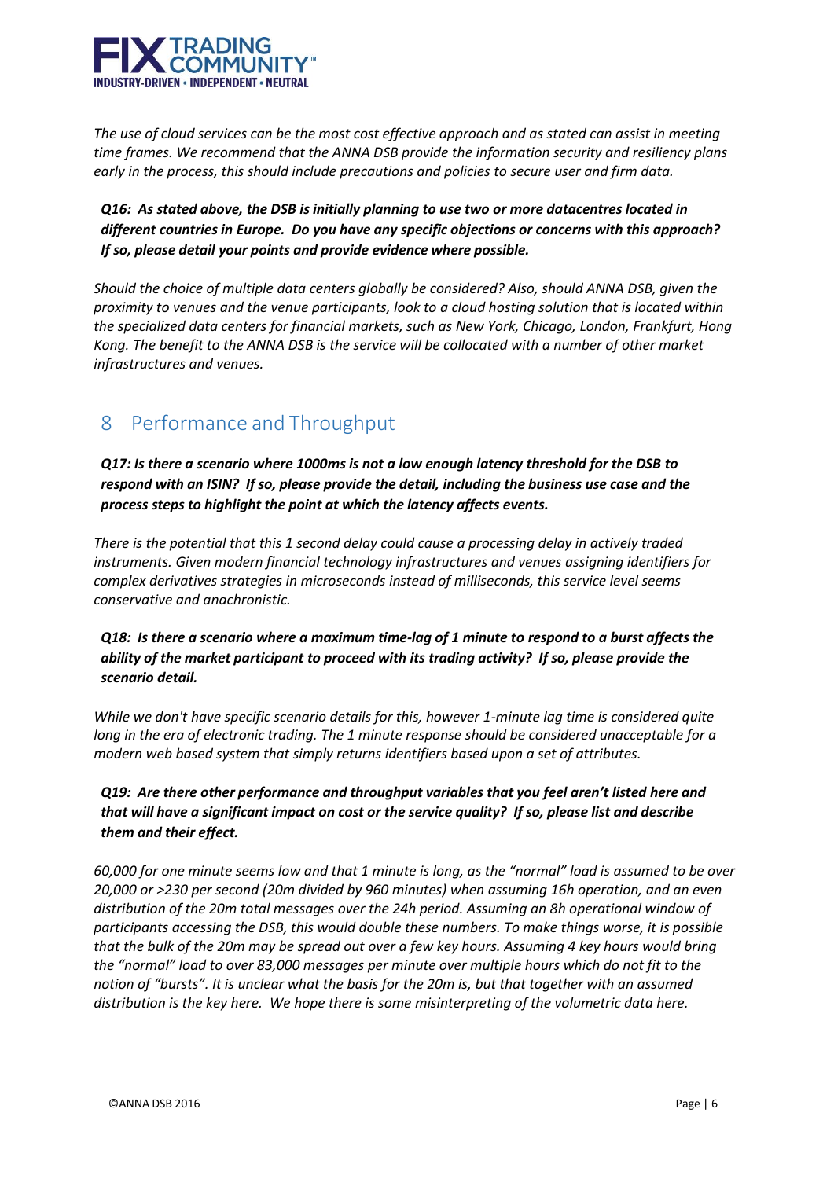*The use of cloud services can be the most cost effective approach and as stated can assist in meeting time frames. We recommend that the ANNA DSB provide the information security and resiliency plans early in the process, this should include precautions and policies to secure user and firm data.*

***Q16: As stated above, the DSB is initially planning to use two or more datacentres located in different countries in Europe. Do you have any specific objections or concerns with this approach? If so, please detail your points and provide evidence where possible.***

*Should the choice of multiple data centers globally be considered? Also, should ANNA DSB, given the proximity to venues and the venue participants, look to a cloud hosting solution that is located within the specialized data centers for financial markets, such as New York, Chicago, London, Frankfurt, Hong Kong. The benefit to the ANNA DSB is the service will be collocated with a number of other market infrastructures and venues.*

## 8 Performance and Throughput

***Q17: Is there a scenario where 1000ms is not a low enough latency threshold for the DSB to respond with an ISIN? If so, please provide the detail, including the business use case and the process steps to highlight the point at which the latency affects events.***

*There is the potential that this 1 second delay could cause a processing delay in actively traded instruments. Given modern financial technology infrastructures and venues assigning identifiers for complex derivatives strategies in microseconds instead of milliseconds, this service level seems conservative and anachronistic.*

***Q18: Is there a scenario where a maximum time-lag of 1 minute to respond to a burst affects the ability of the market participant to proceed with its trading activity? If so, please provide the scenario detail.***

*While we don't have specific scenario details for this, however 1-minute lag time is considered quite long in the era of electronic trading. The 1 minute response should be considered unacceptable for a modern web based system that simply returns identifiers based upon a set of attributes.*

***Q19: Are there other performance and throughput variables that you feel aren't listed here and that will have a significant impact on cost or the service quality? If so, please list and describe them and their effect.***

*60,000 for one minute seems low and that 1 minute is long, as the "normal" load is assumed to be over 20,000 or >230 per second (20m divided by 960 minutes) when assuming 16h operation, and an even distribution of the 20m total messages over the 24h period. Assuming an 8h operational window of participants accessing the DSB, this would double these numbers. To make things worse, it is possible that the bulk of the 20m may be spread out over a few key hours. Assuming 4 key hours would bring the "normal" load to over 83,000 messages per minute over multiple hours which do not fit to the notion of "bursts". It is unclear what the basis for the 20m is, but that together with an assumed distribution is the key here. We hope there is some misinterpreting of the volumetric data here.*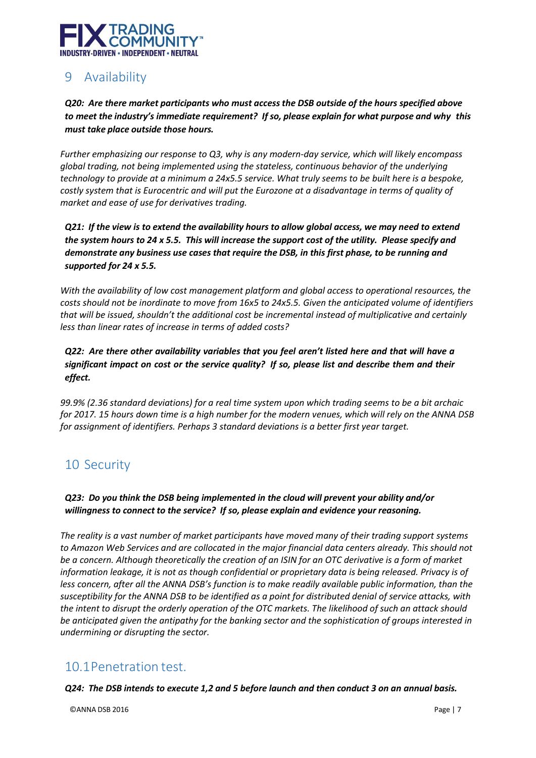## 9 Availability

***Q20: Are there market participants who must access the DSB outside of the hours specified above to meet the industry's immediate requirement? If so, please explain for what purpose and why this must take place outside those hours.***

*Further emphasizing our response to Q3, why is any modern-day service, which will likely encompass global trading, not being implemented using the stateless, continuous behavior of the underlying technology to provide at a minimum a 24x5.5 service. What truly seems to be built here is a bespoke, costly system that is Eurocentric and will put the Eurozone at a disadvantage in terms of quality of market and ease of use for derivatives trading.*

***Q21: If the view is to extend the availability hours to allow global access, we may need to extend the system hours to 24 x 5.5. This will increase the support cost of the utility. Please specify and demonstrate any business use cases that require the DSB, in this first phase, to be running and supported for 24 x 5.5.***

*With the availability of low cost management platform and global access to operational resources, the costs should not be inordinate to move from 16x5 to 24x5.5. Given the anticipated volume of identifiers that will be issued, shouldn't the additional cost be incremental instead of multiplicative and certainly less than linear rates of increase in terms of added costs?*

***Q22: Are there other availability variables that you feel aren't listed here and that will have a significant impact on cost or the service quality? If so, please list and describe them and their effect.***

*99.9% (2.36 standard deviations) for a real time system upon which trading seems to be a bit archaic for 2017. 15 hours down time is a high number for the modern venues, which will rely on the ANNA DSB for assignment of identifiers. Perhaps 3 standard deviations is a better first year target.*

## 10 Security

***Q23: Do you think the DSB being implemented in the cloud will prevent your ability and/or willingness to connect to the service? If so, please explain and evidence your reasoning.***

*The reality is a vast number of market participants have moved many of their trading support systems to Amazon Web Services and are collocated in the major financial data centers already. This should not be a concern. Although theoretically the creation of an ISIN for an OTC derivative is a form of market information leakage, it is not as though confidential or proprietary data is being released. Privacy is of less concern, after all the ANNA DSB's function is to make readily available public information, than the susceptibility for the ANNA DSB to be identified as a point for distributed denial of service attacks, with the intent to disrupt the orderly operation of the OTC markets. The likelihood of such an attack should be anticipated given the antipathy for the banking sector and the sophistication of groups interested in undermining or disrupting the sector.*

### 10.1 Penetration test.

***Q24: The DSB intends to execute 1,2 and 5 before launch and then conduct 3 on an annual basis.***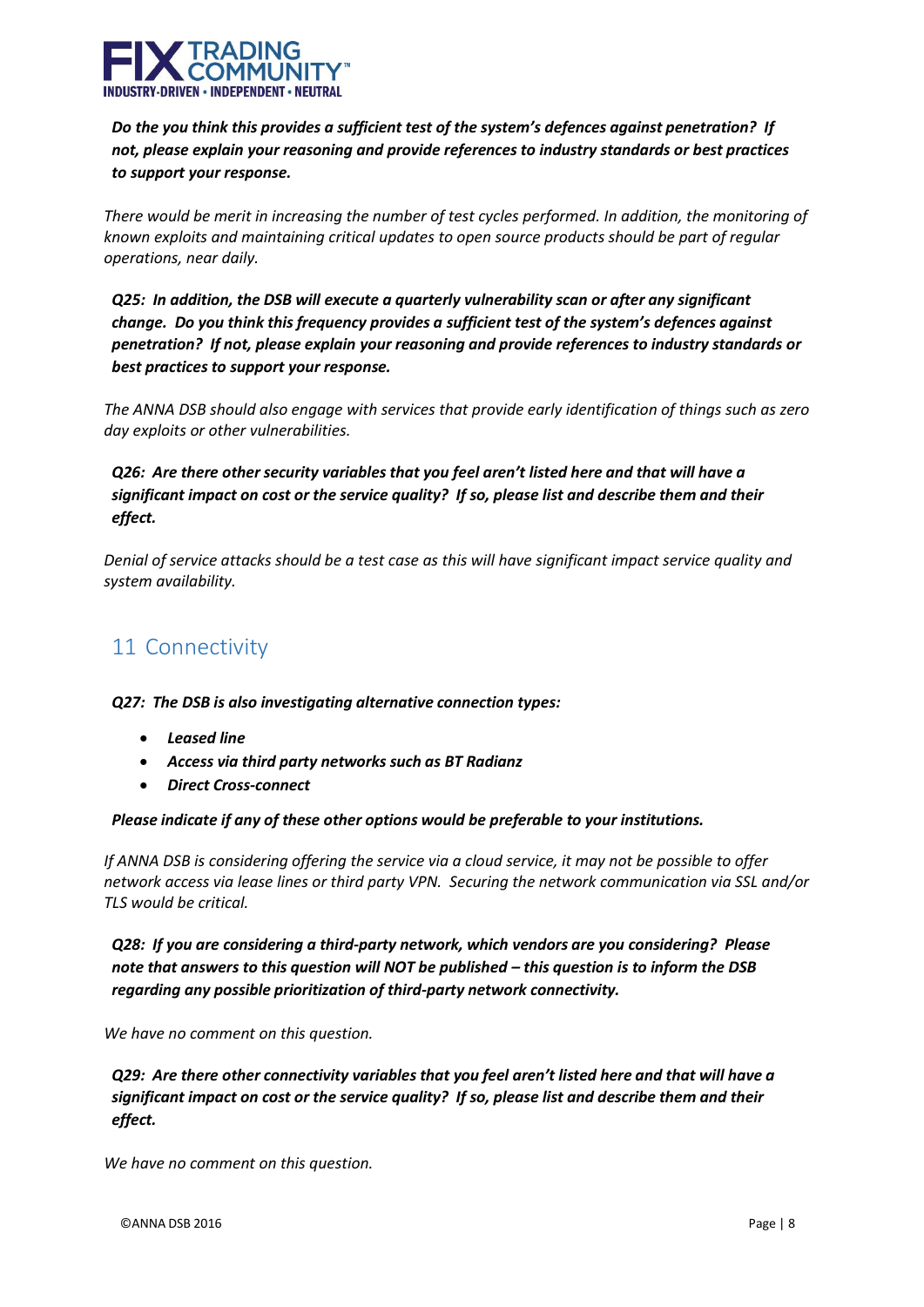***Do the you think this provides a sufficient test of the system's defences against penetration? If not, please explain your reasoning and provide references to industry standards or best practices to support your response.***

*There would be merit in increasing the number of test cycles performed. In addition, the monitoring of known exploits and maintaining critical updates to open source products should be part of regular operations, near daily.*

***Q25: In addition, the DSB will execute a quarterly vulnerability scan or after any significant change. Do you think this frequency provides a sufficient test of the system's defences against penetration? If not, please explain your reasoning and provide references to industry standards or best practices to support your response.***

*The ANNA DSB should also engage with services that provide early identification of things such as zero day exploits or other vulnerabilities.*

***Q26: Are there other security variables that you feel aren't listed here and that will have a significant impact on cost or the service quality? If so, please list and describe them and their effect.***

*Denial of service attacks should be a test case as this will have significant impact service quality and system availability.*

## 11 Connectivity

***Q27: The DSB is also investigating alternative connection types:***

- ***Leased line***
- ***Access via third party networks such as BT Radianz***
- ***Direct Cross-connect***

***Please indicate if any of these other options would be preferable to your institutions.***

*If ANNA DSB is considering offering the service via a cloud service, it may not be possible to offer network access via lease lines or third party VPN. Securing the network communication via SSL and/or TLS would be critical.*

***Q28: If you are considering a third-party network, which vendors are you considering? Please note that answers to this question will NOT be published – this question is to inform the DSB regarding any possible prioritization of third-party network connectivity.***

*We have no comment on this question.*

***Q29: Are there other connectivity variables that you feel aren't listed here and that will have a significant impact on cost or the service quality? If so, please list and describe them and their effect.***

*We have no comment on this question.*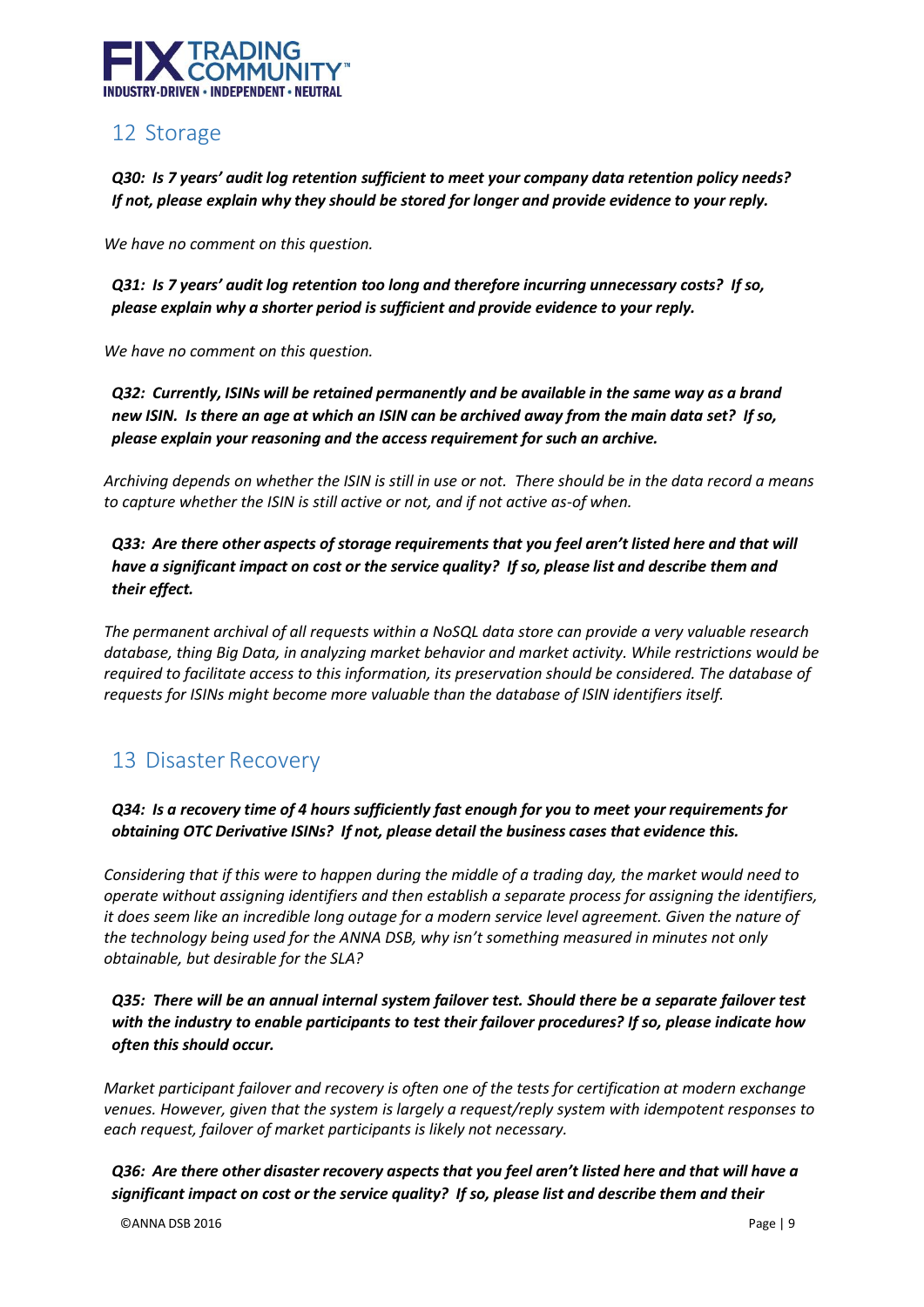## 12 Storage

***Q30: Is 7 years' audit log retention sufficient to meet your company data retention policy needs? If not, please explain why they should be stored for longer and provide evidence to your reply.***

*We have no comment on this question.*

***Q31: Is 7 years' audit log retention too long and therefore incurring unnecessary costs? If so, please explain why a shorter period is sufficient and provide evidence to your reply.***

*We have no comment on this question.*

***Q32: Currently, ISINs will be retained permanently and be available in the same way as a brand new ISIN. Is there an age at which an ISIN can be archived away from the main data set? If so, please explain your reasoning and the access requirement for such an archive.***

*Archiving depends on whether the ISIN is still in use or not. There should be in the data record a means to capture whether the ISIN is still active or not, and if not active as-of when.*

***Q33: Are there other aspects of storage requirements that you feel aren't listed here and that will have a significant impact on cost or the service quality? If so, please list and describe them and their effect.***

*The permanent archival of all requests within a NoSQL data store can provide a very valuable research database, thing Big Data, in analyzing market behavior and market activity. While restrictions would be required to facilitate access to this information, its preservation should be considered. The database of requests for ISINs might become more valuable than the database of ISIN identifiers itself.*

## 13 Disaster Recovery

***Q34: Is a recovery time of 4 hours sufficiently fast enough for you to meet your requirements for obtaining OTC Derivative ISINs? If not, please detail the business cases that evidence this.***

*Considering that if this were to happen during the middle of a trading day, the market would need to operate without assigning identifiers and then establish a separate process for assigning the identifiers, it does seem like an incredible long outage for a modern service level agreement. Given the nature of the technology being used for the ANNA DSB, why isn't something measured in minutes not only obtainable, but desirable for the SLA?*

***Q35: There will be an annual internal system failover test. Should there be a separate failover test with the industry to enable participants to test their failover procedures? If so, please indicate how often this should occur.***

*Market participant failover and recovery is often one of the tests for certification at modern exchange venues. However, given that the system is largely a request/reply system with idempotent responses to each request, failover of market participants is likely not necessary.*

***Q36: Are there other disaster recovery aspects that you feel aren't listed here and that will have a significant impact on cost or the service quality? If so, please list and describe them and their***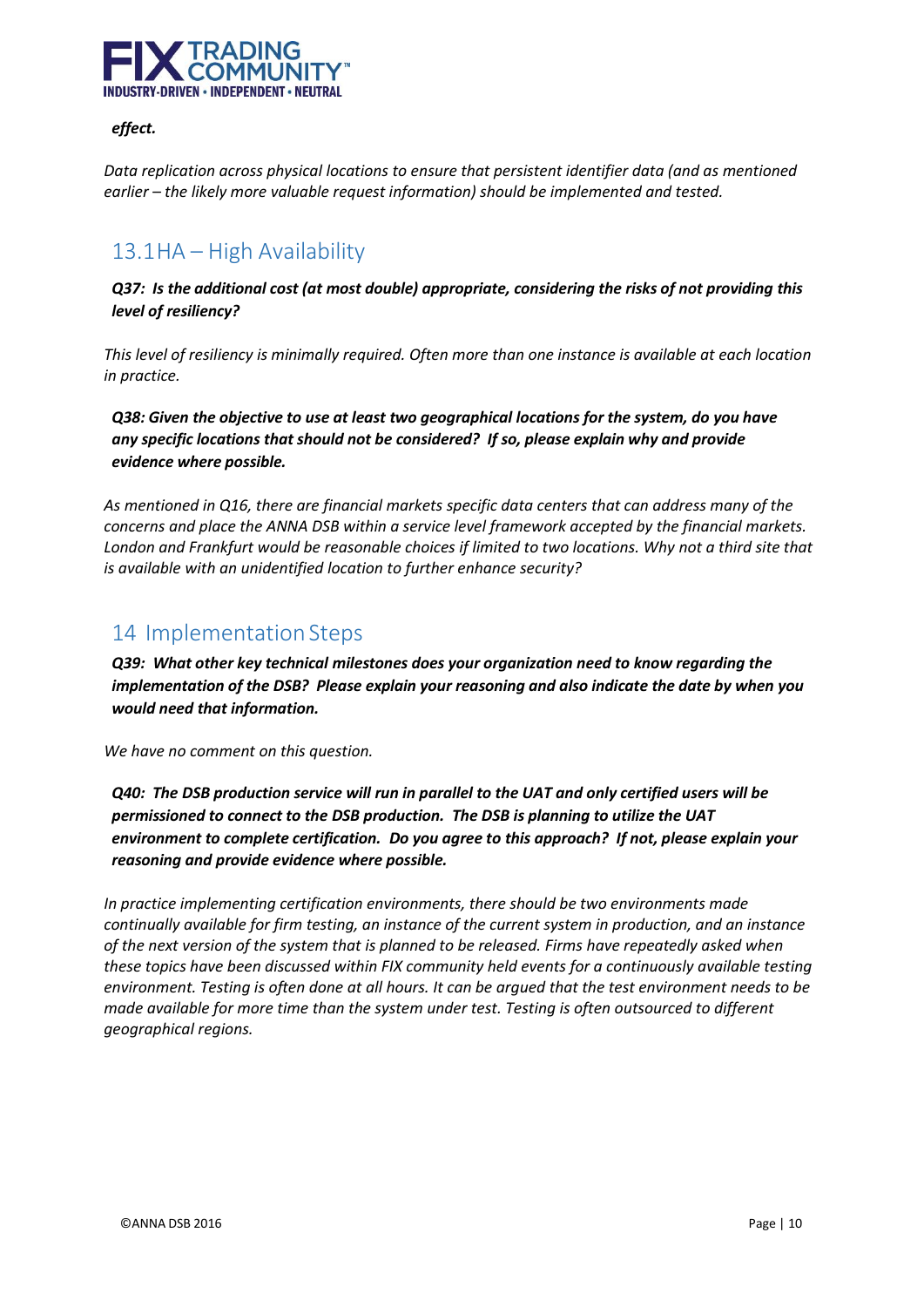***effect.***

*Data replication across physical locations to ensure that persistent identifier data (and as mentioned earlier – the likely more valuable request information) should be implemented and tested.*

## 13.1 HA – High Availability

***Q37: Is the additional cost (at most double) appropriate, considering the risks of not providing this level of resiliency?***

*This level of resiliency is minimally required. Often more than one instance is available at each location in practice.*

***Q38: Given the objective to use at least two geographical locations for the system, do you have any specific locations that should not be considered? If so, please explain why and provide evidence where possible.***

*As mentioned in Q16, there are financial markets specific data centers that can address many of the concerns and place the ANNA DSB within a service level framework accepted by the financial markets. London and Frankfurt would be reasonable choices if limited to two locations. Why not a third site that is available with an unidentified location to further enhance security?*

## 14 Implementation Steps

***Q39: What other key technical milestones does your organization need to know regarding the implementation of the DSB? Please explain your reasoning and also indicate the date by when you would need that information.***

*We have no comment on this question.*

***Q40: The DSB production service will run in parallel to the UAT and only certified users will be permissioned to connect to the DSB production. The DSB is planning to utilize the UAT environment to complete certification. Do you agree to this approach? If not, please explain your reasoning and provide evidence where possible.***

*In practice implementing certification environments, there should be two environments made continually available for firm testing, an instance of the current system in production, and an instance of the next version of the system that is planned to be released. Firms have repeatedly asked when these topics have been discussed within FIX community held events for a continuously available testing environment. Testing is often done at all hours. It can be argued that the test environment needs to be made available for more time than the system under test. Testing is often outsourced to different geographical regions.*